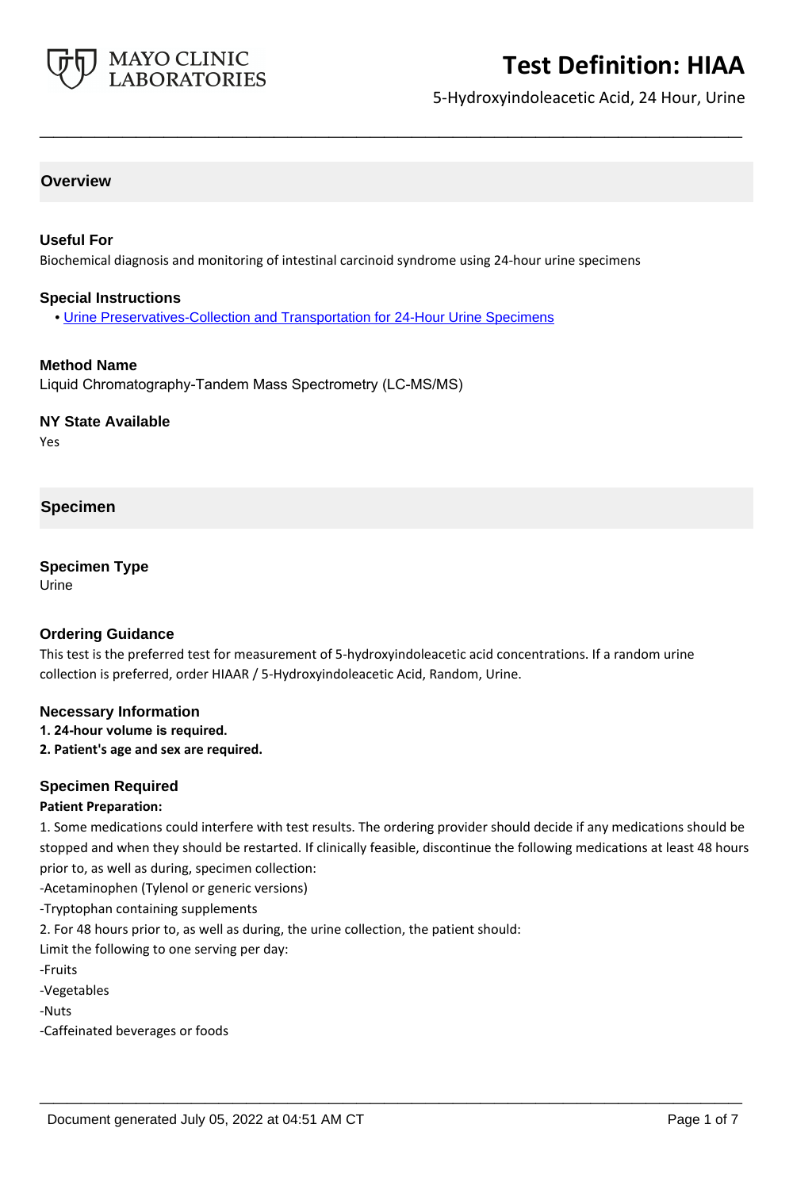# Test Definition: HIAA

5-Hydroxyindoleacetic Acid, 24 Hour, Urine

## Overview

### Useful For

Biochemical diagnosis and monitoring of intestinal carcinoid syndrome using 24-hour urine specimens

### Special Instructions

- Urine Preservatives-Collection and Transportation for 24-Hour Urine Specimens

### Method Name

Liquid Chromatography-Tandem Mass Spectrometry (LC-MS/MS)

### NY State Available

Yes

## Specimen

### Specimen Type

Urine

### Ordering Guidance

This test is the preferred test for measurement of 5-hydroxyindoleacetic acid concentrations. If a random urine collection is preferred, order HIAAR / 5-Hydroxyindoleacetic Acid, Random, Urine.

### Necessary Information

**1. 24-hour volume is required.**
**2. Patient's age and sex are required.**

### Specimen Required

**Patient Preparation:**

1. Some medications could interfere with test results. The ordering provider should decide if any medications should be stopped and when they should be restarted. If clinically feasible, discontinue the following medications at least 48 hours prior to, as well as during, specimen collection:
-Acetaminophen (Tylenol or generic versions)
-Tryptophan containing supplements
2. For 48 hours prior to, as well as during, the urine collection, the patient should:
Limit the following to one serving per day:
-Fruits
-Vegetables
-Nuts
-Caffeinated beverages or foods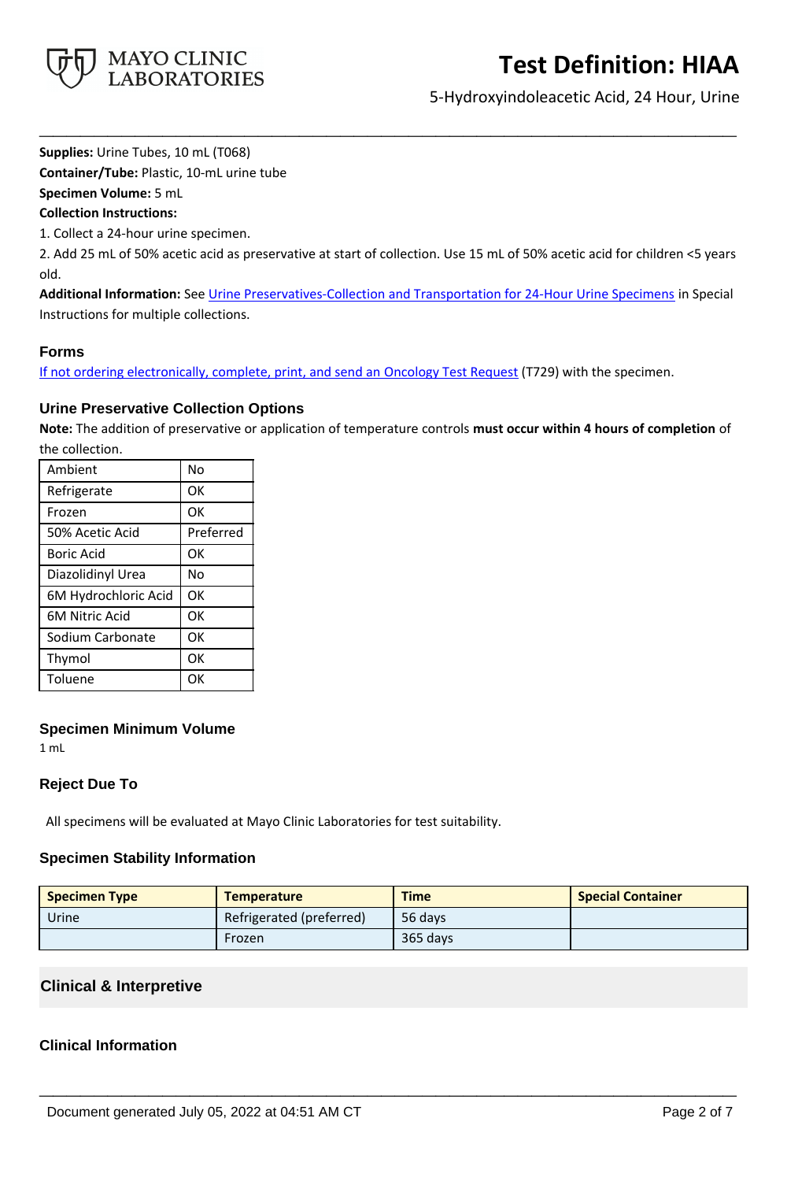**Supplies:** Urine Tubes, 10 mL (T068)
**Container/Tube:** Plastic, 10-mL urine tube
**Specimen Volume:** 5 mL
**Collection Instructions:**
1. Collect a 24-hour urine specimen.
2. Add 25 mL of 50% acetic acid as preservative at start of collection. Use 15 mL of 50% acetic acid for children <5 years old.

**Additional Information:** See Urine Preservatives-Collection and Transportation for 24-Hour Urine Specimens in Special Instructions for multiple collections.

### Forms

If not ordering electronically, complete, print, and send an Oncology Test Request (T729) with the specimen.

### Urine Preservative Collection Options

**Note:** The addition of preservative or application of temperature controls **must occur within 4 hours of completion** of the collection.

| | |
|---|---|
| Ambient | No |
| Refrigerate | OK |
| Frozen | OK |
| 50% Acetic Acid | Preferred |
| Boric Acid | OK |
| Diazolidinyl Urea | No |
| 6M Hydrochloric Acid | OK |
| 6M Nitric Acid | OK |
| Sodium Carbonate | OK |
| Thymol | OK |
| Toluene | OK |

### Specimen Minimum Volume

1 mL

### Reject Due To

All specimens will be evaluated at Mayo Clinic Laboratories for test suitability.

### Specimen Stability Information

| Specimen Type | Temperature | Time | Special Container |
|---|---|---|---|
| Urine | Refrigerated (preferred) | 56 days | |
| | Frozen | 365 days | |

## Clinical & Interpretive

### Clinical Information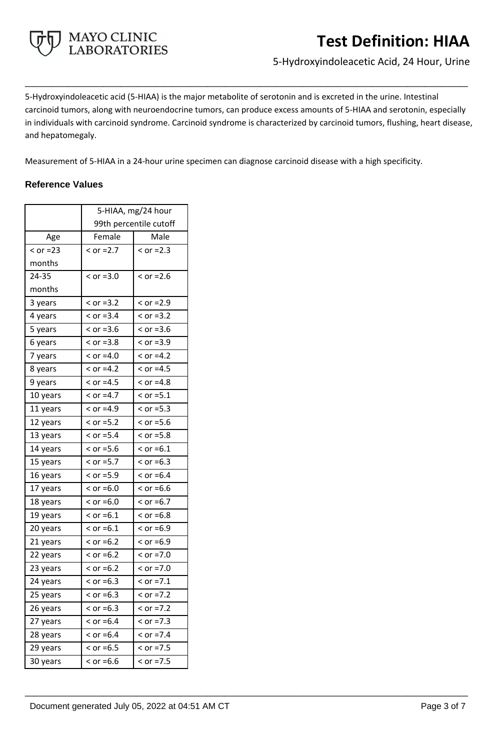5-Hydroxyindoleacetic acid (5-HIAA) is the major metabolite of serotonin and is excreted in the urine. Intestinal carcinoid tumors, along with neuroendocrine tumors, can produce excess amounts of 5-HIAA and serotonin, especially in individuals with carcinoid syndrome. Carcinoid syndrome is characterized by carcinoid tumors, flushing, heart disease, and hepatomegaly.

Measurement of 5-HIAA in a 24-hour urine specimen can diagnose carcinoid disease with a high specificity.

### Reference Values

| | 5-HIAA, mg/24 hour 99th percentile cutoff | |
|---|---|---|
| Age | Female | Male |
| < or =23 months | < or =2.7 | < or =2.3 |
| 24-35 months | < or =3.0 | < or =2.6 |
| 3 years | < or =3.2 | < or =2.9 |
| 4 years | < or =3.4 | < or =3.2 |
| 5 years | < or =3.6 | < or =3.6 |
| 6 years | < or =3.8 | < or =3.9 |
| 7 years | < or =4.0 | < or =4.2 |
| 8 years | < or =4.2 | < or =4.5 |
| 9 years | < or =4.5 | < or =4.8 |
| 10 years | < or =4.7 | < or =5.1 |
| 11 years | < or =4.9 | < or =5.3 |
| 12 years | < or =5.2 | < or =5.6 |
| 13 years | < or =5.4 | < or =5.8 |
| 14 years | < or =5.6 | < or =6.1 |
| 15 years | < or =5.7 | < or =6.3 |
| 16 years | < or =5.9 | < or =6.4 |
| 17 years | < or =6.0 | < or =6.6 |
| 18 years | < or =6.0 | < or =6.7 |
| 19 years | < or =6.1 | < or =6.8 |
| 20 years | < or =6.1 | < or =6.9 |
| 21 years | < or =6.2 | < or =6.9 |
| 22 years | < or =6.2 | < or =7.0 |
| 23 years | < or =6.2 | < or =7.0 |
| 24 years | < or =6.3 | < or =7.1 |
| 25 years | < or =6.3 | < or =7.2 |
| 26 years | < or =6.3 | < or =7.2 |
| 27 years | < or =6.4 | < or =7.3 |
| 28 years | < or =6.4 | < or =7.4 |
| 29 years | < or =6.5 | < or =7.5 |
| 30 years | < or =6.6 | < or =7.5 |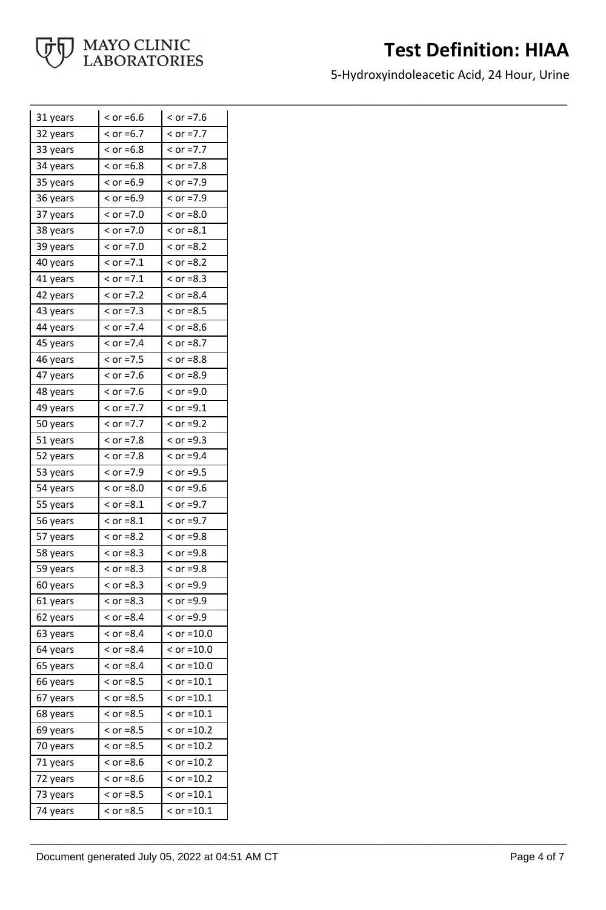| | | |
|---|---|---|
| 31 years | < or =6.6 | < or =7.6 |
| 32 years | < or =6.7 | < or =7.7 |
| 33 years | < or =6.8 | < or =7.7 |
| 34 years | < or =6.8 | < or =7.8 |
| 35 years | < or =6.9 | < or =7.9 |
| 36 years | < or =6.9 | < or =7.9 |
| 37 years | < or =7.0 | < or =8.0 |
| 38 years | < or =7.0 | < or =8.1 |
| 39 years | < or =7.0 | < or =8.2 |
| 40 years | < or =7.1 | < or =8.2 |
| 41 years | < or =7.1 | < or =8.3 |
| 42 years | < or =7.2 | < or =8.4 |
| 43 years | < or =7.3 | < or =8.5 |
| 44 years | < or =7.4 | < or =8.6 |
| 45 years | < or =7.4 | < or =8.7 |
| 46 years | < or =7.5 | < or =8.8 |
| 47 years | < or =7.6 | < or =8.9 |
| 48 years | < or =7.6 | < or =9.0 |
| 49 years | < or =7.7 | < or =9.1 |
| 50 years | < or =7.7 | < or =9.2 |
| 51 years | < or =7.8 | < or =9.3 |
| 52 years | < or =7.8 | < or =9.4 |
| 53 years | < or =7.9 | < or =9.5 |
| 54 years | < or =8.0 | < or =9.6 |
| 55 years | < or =8.1 | < or =9.7 |
| 56 years | < or =8.1 | < or =9.7 |
| 57 years | < or =8.2 | < or =9.8 |
| 58 years | < or =8.3 | < or =9.8 |
| 59 years | < or =8.3 | < or =9.8 |
| 60 years | < or =8.3 | < or =9.9 |
| 61 years | < or =8.3 | < or =9.9 |
| 62 years | < or =8.4 | < or =9.9 |
| 63 years | < or =8.4 | < or =10.0 |
| 64 years | < or =8.4 | < or =10.0 |
| 65 years | < or =8.4 | < or =10.0 |
| 66 years | < or =8.5 | < or =10.1 |
| 67 years | < or =8.5 | < or =10.1 |
| 68 years | < or =8.5 | < or =10.1 |
| 69 years | < or =8.5 | < or =10.2 |
| 70 years | < or =8.5 | < or =10.2 |
| 71 years | < or =8.6 | < or =10.2 |
| 72 years | < or =8.6 | < or =10.2 |
| 73 years | < or =8.5 | < or =10.1 |
| 74 years | < or =8.5 | < or =10.1 |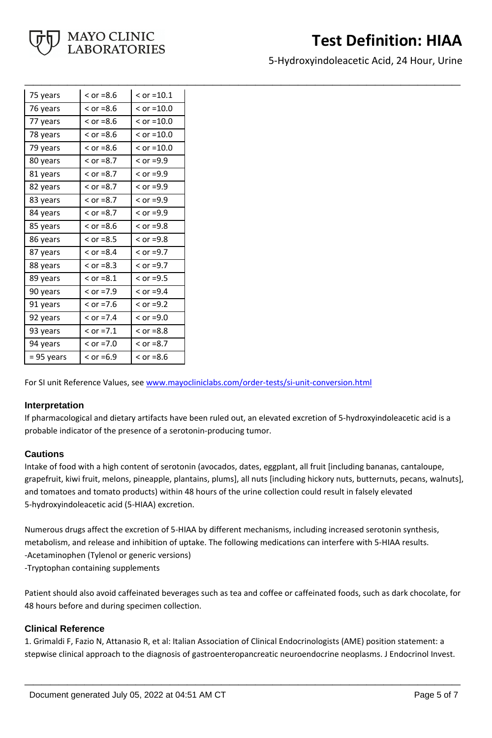| 75 years | < or =8.6 | < or =10.1 |
|---|---|---|
| 76 years | < or =8.6 | < or =10.0 |
| 77 years | < or =8.6 | < or =10.0 |
| 78 years | < or =8.6 | < or =10.0 |
| 79 years | < or =8.6 | < or =10.0 |
| 80 years | < or =8.7 | < or =9.9 |
| 81 years | < or =8.7 | < or =9.9 |
| 82 years | < or =8.7 | < or =9.9 |
| 83 years | < or =8.7 | < or =9.9 |
| 84 years | < or =8.7 | < or =9.9 |
| 85 years | < or =8.6 | < or =9.8 |
| 86 years | < or =8.5 | < or =9.8 |
| 87 years | < or =8.4 | < or =9.7 |
| 88 years | < or =8.3 | < or =9.7 |
| 89 years | < or =8.1 | < or =9.5 |
| 90 years | < or =7.9 | < or =9.4 |
| 91 years | < or =7.6 | < or =9.2 |
| 92 years | < or =7.4 | < or =9.0 |
| 93 years | < or =7.1 | < or =8.8 |
| 94 years | < or =7.0 | < or =8.7 |
| = 95 years | < or =6.9 | < or =8.6 |

For SI unit Reference Values, see www.mayocliniclabs.com/order-tests/si-unit-conversion.html

### Interpretation

If pharmacological and dietary artifacts have been ruled out, an elevated excretion of 5-hydroxyindoleacetic acid is a probable indicator of the presence of a serotonin-producing tumor.

### Cautions

Intake of food with a high content of serotonin (avocados, dates, eggplant, all fruit [including bananas, cantaloupe, grapefruit, kiwi fruit, melons, pineapple, plantains, plums], all nuts [including hickory nuts, butternuts, pecans, walnuts], and tomatoes and tomato products) within 48 hours of the urine collection could result in falsely elevated 5-hydroxyindoleacetic acid (5-HIAA) excretion.

Numerous drugs affect the excretion of 5-HIAA by different mechanisms, including increased serotonin synthesis, metabolism, and release and inhibition of uptake. The following medications can interfere with 5-HIAA results.
-Acetaminophen (Tylenol or generic versions)
-Tryptophan containing supplements

Patient should also avoid caffeinated beverages such as tea and coffee or caffeinated foods, such as dark chocolate, for 48 hours before and during specimen collection.

### Clinical Reference

1. Grimaldi F, Fazio N, Attanasio R, et al: Italian Association of Clinical Endocrinologists (AME) position statement: a stepwise clinical approach to the diagnosis of gastroenteropancreatic neuroendocrine neoplasms. J Endocrinol Invest.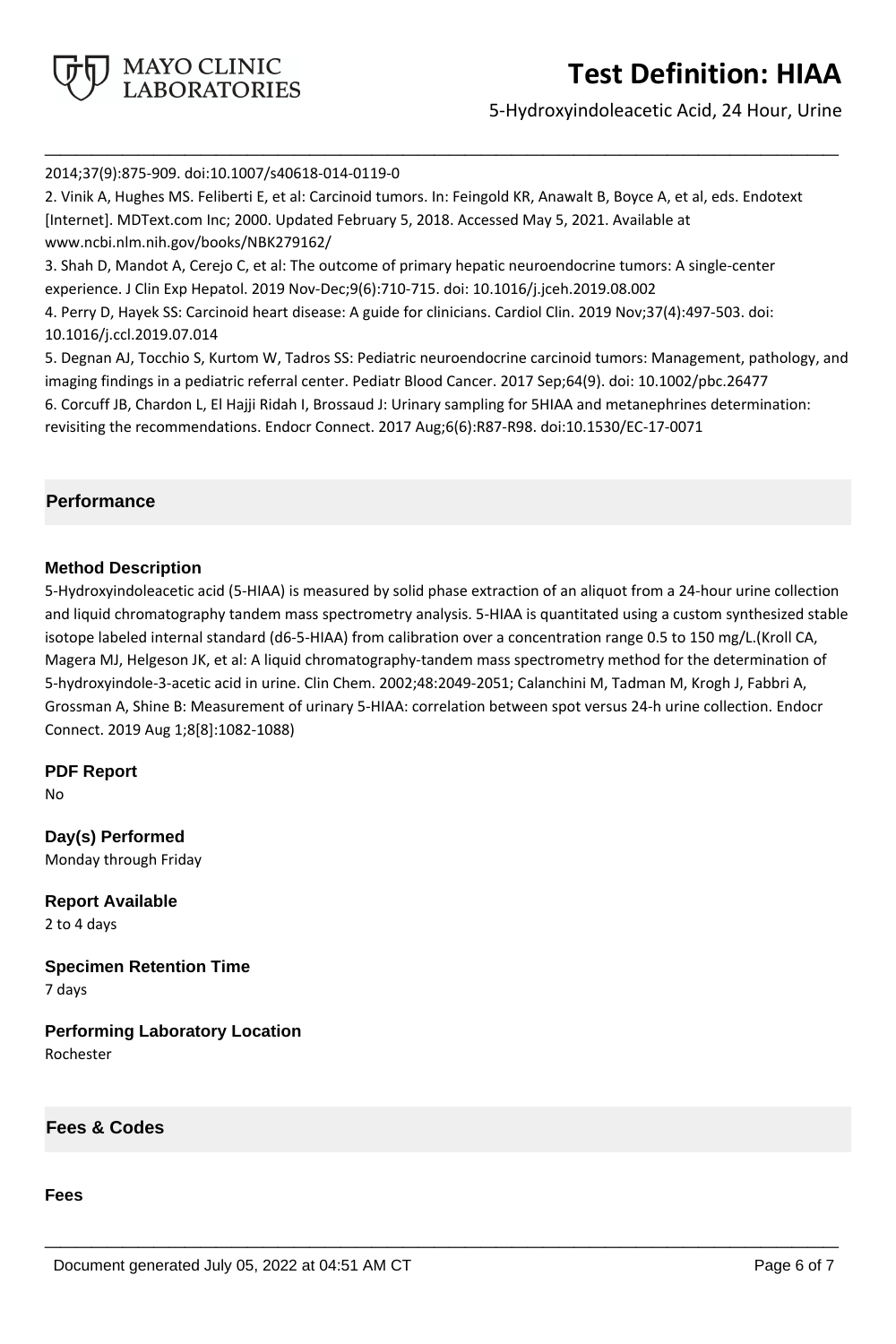2014;37(9):875-909. doi:10.1007/s40618-014-0119-0

2. Vinik A, Hughes MS. Feliberti E, et al: Carcinoid tumors. In: Feingold KR, Anawalt B, Boyce A, et al, eds. Endotext [Internet]. MDText.com Inc; 2000. Updated February 5, 2018. Accessed May 5, 2021. Available at www.ncbi.nlm.nih.gov/books/NBK279162/

3. Shah D, Mandot A, Cerejo C, et al: The outcome of primary hepatic neuroendocrine tumors: A single-center experience. J Clin Exp Hepatol. 2019 Nov-Dec;9(6):710-715. doi: 10.1016/j.jceh.2019.08.002

4. Perry D, Hayek SS: Carcinoid heart disease: A guide for clinicians. Cardiol Clin. 2019 Nov;37(4):497-503. doi: 10.1016/j.ccl.2019.07.014

5. Degnan AJ, Tocchio S, Kurtom W, Tadros SS: Pediatric neuroendocrine carcinoid tumors: Management, pathology, and imaging findings in a pediatric referral center. Pediatr Blood Cancer. 2017 Sep;64(9). doi: 10.1002/pbc.26477

6. Corcuff JB, Chardon L, El Hajji Ridah I, Brossaud J: Urinary sampling for 5HIAA and metanephrines determination: revisiting the recommendations. Endocr Connect. 2017 Aug;6(6):R87-R98. doi:10.1530/EC-17-0071

## Performance

### Method Description

5-Hydroxyindoleacetic acid (5-HIAA) is measured by solid phase extraction of an aliquot from a 24-hour urine collection and liquid chromatography tandem mass spectrometry analysis. 5-HIAA is quantitated using a custom synthesized stable isotope labeled internal standard (d6-5-HIAA) from calibration over a concentration range 0.5 to 150 mg/L.(Kroll CA, Magera MJ, Helgeson JK, et al: A liquid chromatography-tandem mass spectrometry method for the determination of 5-hydroxyindole-3-acetic acid in urine. Clin Chem. 2002;48:2049-2051; Calanchini M, Tadman M, Krogh J, Fabbri A, Grossman A, Shine B: Measurement of urinary 5-HIAA: correlation between spot versus 24-h urine collection. Endocr Connect. 2019 Aug 1;8[8]:1082-1088)

### PDF Report

No

### Day(s) Performed

Monday through Friday

### Report Available

2 to 4 days

### Specimen Retention Time

7 days

### Performing Laboratory Location

Rochester

## Fees & Codes

### Fees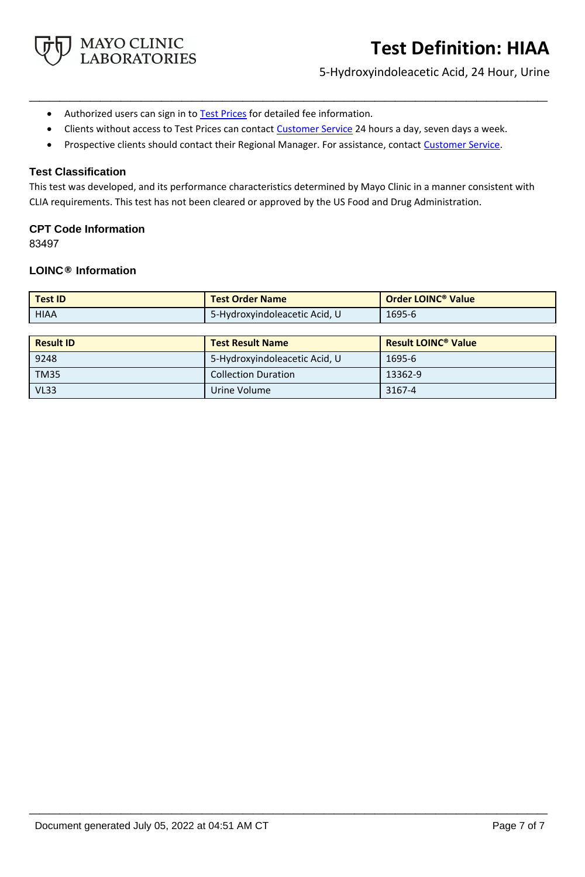- Authorized users can sign in to Test Prices for detailed fee information.
- Clients without access to Test Prices can contact Customer Service 24 hours a day, seven days a week.
- Prospective clients should contact their Regional Manager. For assistance, contact Customer Service.

### Test Classification

This test was developed, and its performance characteristics determined by Mayo Clinic in a manner consistent with CLIA requirements. This test has not been cleared or approved by the US Food and Drug Administration.

### CPT Code Information

83497

### LOINC® Information

| Test ID | Test Order Name | Order LOINC® Value |
| --- | --- | --- |
| HIAA | 5-Hydroxyindoleacetic Acid, U | 1695-6 |

| Result ID | Test Result Name | Result LOINC® Value |
| --- | --- | --- |
| 9248 | 5-Hydroxyindoleacetic Acid, U | 1695-6 |
| TM35 | Collection Duration | 13362-9 |
| VL33 | Urine Volume | 3167-4 |